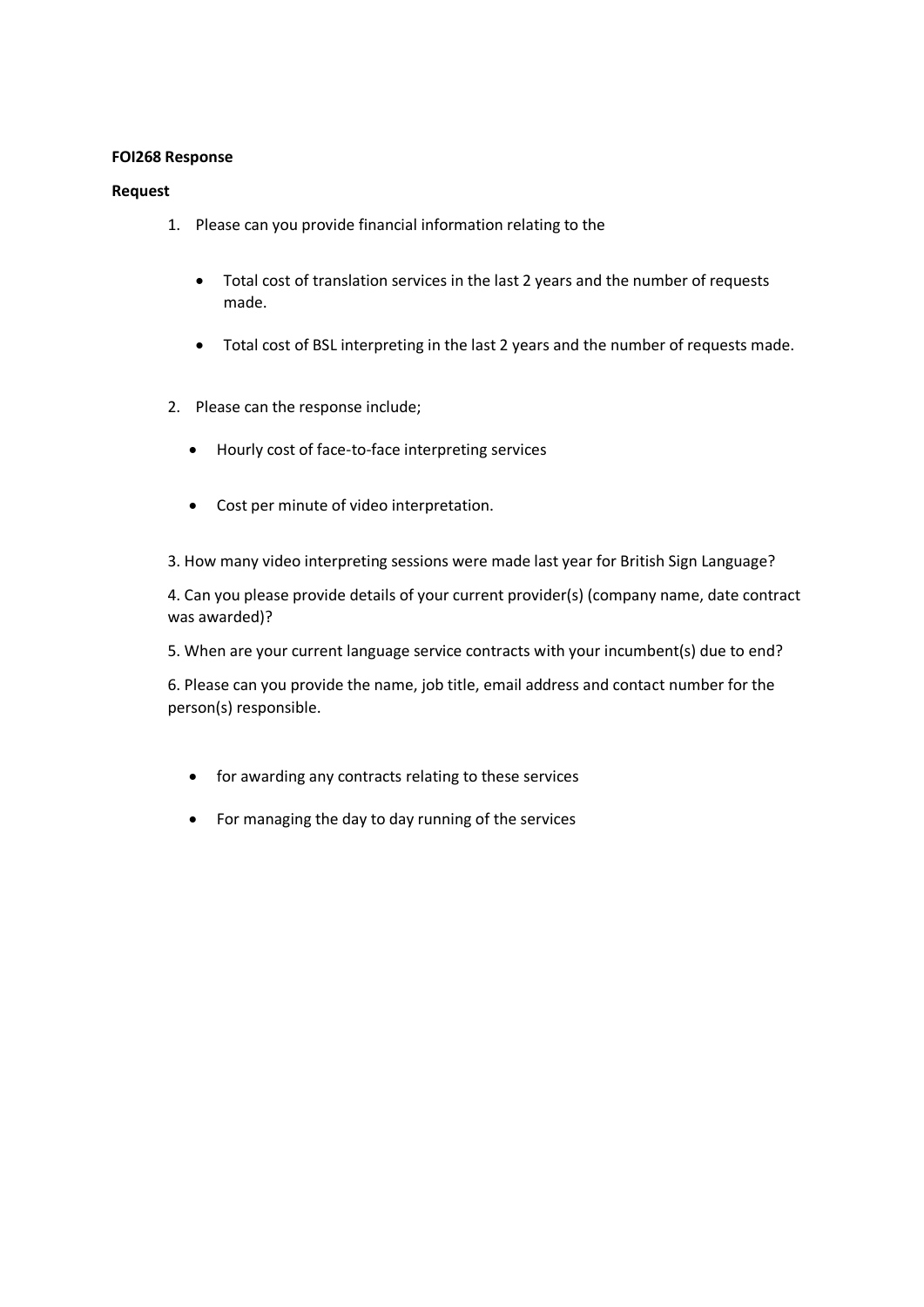**FOI268 Response**

**Request**

1. Please can you provide financial information relating to the

    - Total cost of translation services in the last 2 years and the number of requests made.

    - Total cost of BSL interpreting in the last 2 years and the number of requests made.

2. Please can the response include;

    - Hourly cost of face-to-face interpreting services

    - Cost per minute of video interpretation.

3. How many video interpreting sessions were made last year for British Sign Language?

4. Can you please provide details of your current provider(s) (company name, date contract was awarded)?

5. When are your current language service contracts with your incumbent(s) due to end?

6. Please can you provide the name, job title, email address and contact number for the person(s) responsible.

    - for awarding any contracts relating to these services

    - For managing the day to day running of the services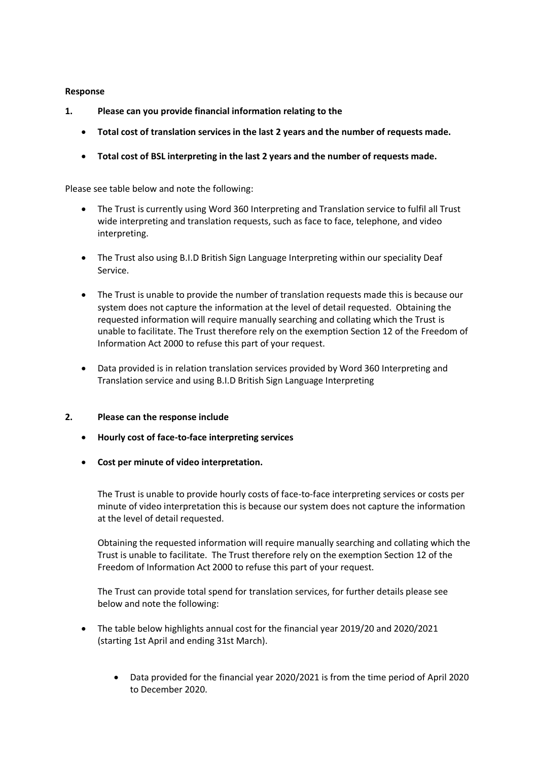**Response**

1. **Please can you provide financial information relating to the**

    - **Total cost of translation services in the last 2 years and the number of requests made.**
    - **Total cost of BSL interpreting in the last 2 years and the number of requests made.**

Please see table below and note the following:

- The Trust is currently using Word 360 Interpreting and Translation service to fulfil all Trust wide interpreting and translation requests, such as face to face, telephone, and video interpreting.
- The Trust also using B.I.D British Sign Language Interpreting within our speciality Deaf Service.
- The Trust is unable to provide the number of translation requests made this is because our system does not capture the information at the level of detail requested. Obtaining the requested information will require manually searching and collating which the Trust is unable to facilitate. The Trust therefore rely on the exemption Section 12 of the Freedom of Information Act 2000 to refuse this part of your request.
- Data provided is in relation translation services provided by Word 360 Interpreting and Translation service and using B.I.D British Sign Language Interpreting

2. **Please can the response include**

    - **Hourly cost of face-to-face interpreting services**
    - **Cost per minute of video interpretation.**

    The Trust is unable to provide hourly costs of face-to-face interpreting services or costs per minute of video interpretation this is because our system does not capture the information at the level of detail requested.

    Obtaining the requested information will require manually searching and collating which the Trust is unable to facilitate. The Trust therefore rely on the exemption Section 12 of the Freedom of Information Act 2000 to refuse this part of your request.

    The Trust can provide total spend for translation services, for further details please see below and note the following:

- The table below highlights annual cost for the financial year 2019/20 and 2020/2021 (starting 1st April and ending 31st March).
    - Data provided for the financial year 2020/2021 is from the time period of April 2020 to December 2020.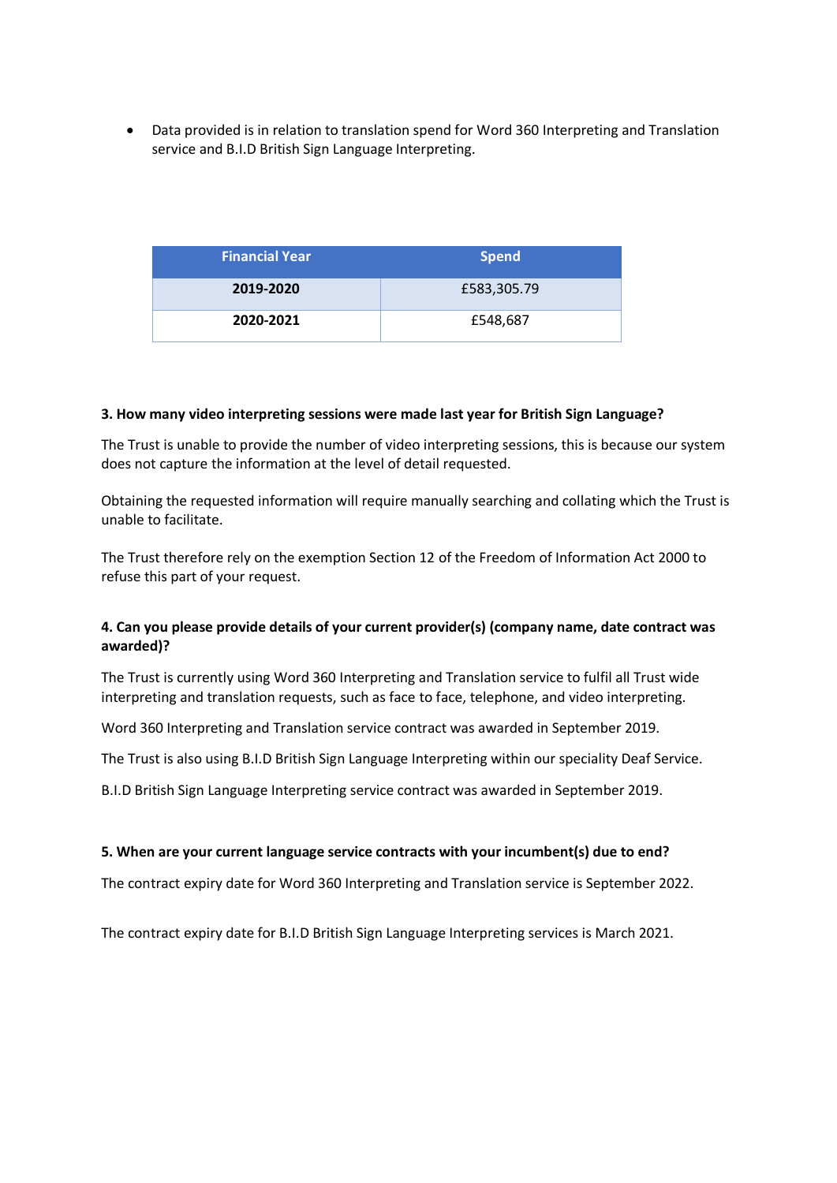- Data provided is in relation to translation spend for Word 360 Interpreting and Translation service and B.I.D British Sign Language Interpreting.

| Financial Year | Spend |
|---|---|
| **2019-2020** | £583,305.79 |
| **2020-2021** | £548,687 |

**3. How many video interpreting sessions were made last year for British Sign Language?**

The Trust is unable to provide the number of video interpreting sessions, this is because our system does not capture the information at the level of detail requested.

Obtaining the requested information will require manually searching and collating which the Trust is unable to facilitate.

The Trust therefore rely on the exemption Section 12 of the Freedom of Information Act 2000 to refuse this part of your request.

**4. Can you please provide details of your current provider(s) (company name, date contract was awarded)?**

The Trust is currently using Word 360 Interpreting and Translation service to fulfil all Trust wide interpreting and translation requests, such as face to face, telephone, and video interpreting.

Word 360 Interpreting and Translation service contract was awarded in September 2019.

The Trust is also using B.I.D British Sign Language Interpreting within our speciality Deaf Service.

B.I.D British Sign Language Interpreting service contract was awarded in September 2019.

**5. When are your current language service contracts with your incumbent(s) due to end?**

The contract expiry date for Word 360 Interpreting and Translation service is September 2022.

The contract expiry date for B.I.D British Sign Language Interpreting services is March 2021.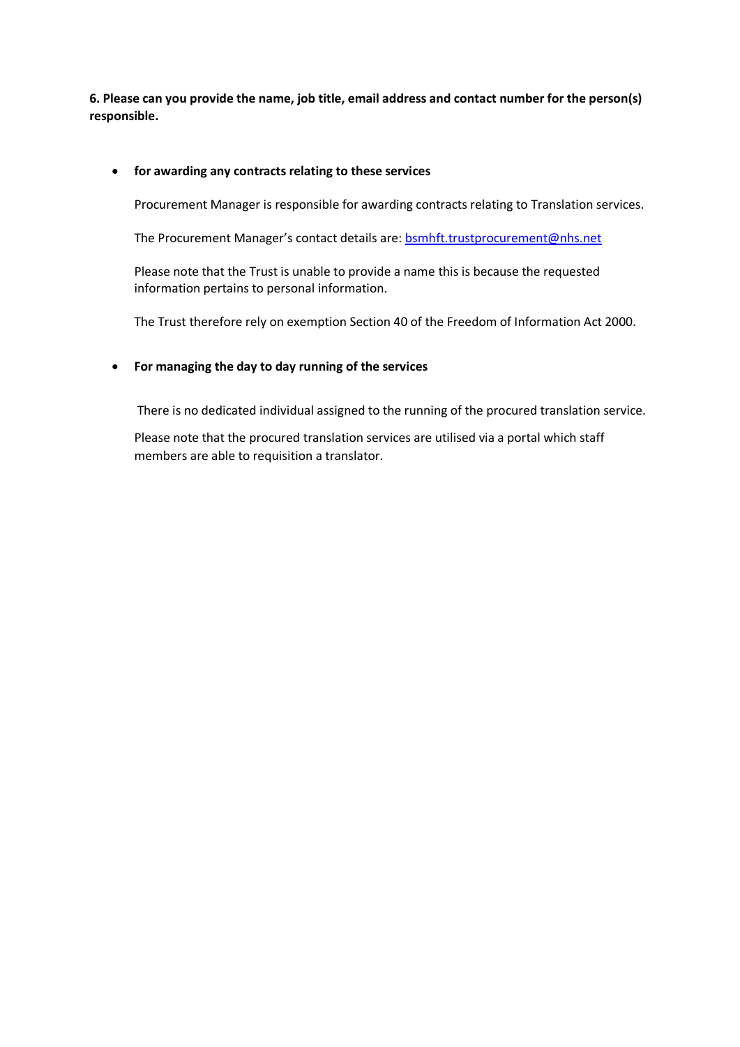**6. Please can you provide the name, job title, email address and contact number for the person(s) responsible.**

- **for awarding any contracts relating to these services**

  Procurement Manager is responsible for awarding contracts relating to Translation services.

  The Procurement Manager's contact details are: bsmhft.trustprocurement@nhs.net

  Please note that the Trust is unable to provide a name this is because the requested information pertains to personal information.

  The Trust therefore rely on exemption Section 40 of the Freedom of Information Act 2000.

- **For managing the day to day running of the services**

  There is no dedicated individual assigned to the running of the procured translation service.

  Please note that the procured translation services are utilised via a portal which staff members are able to requisition a translator.